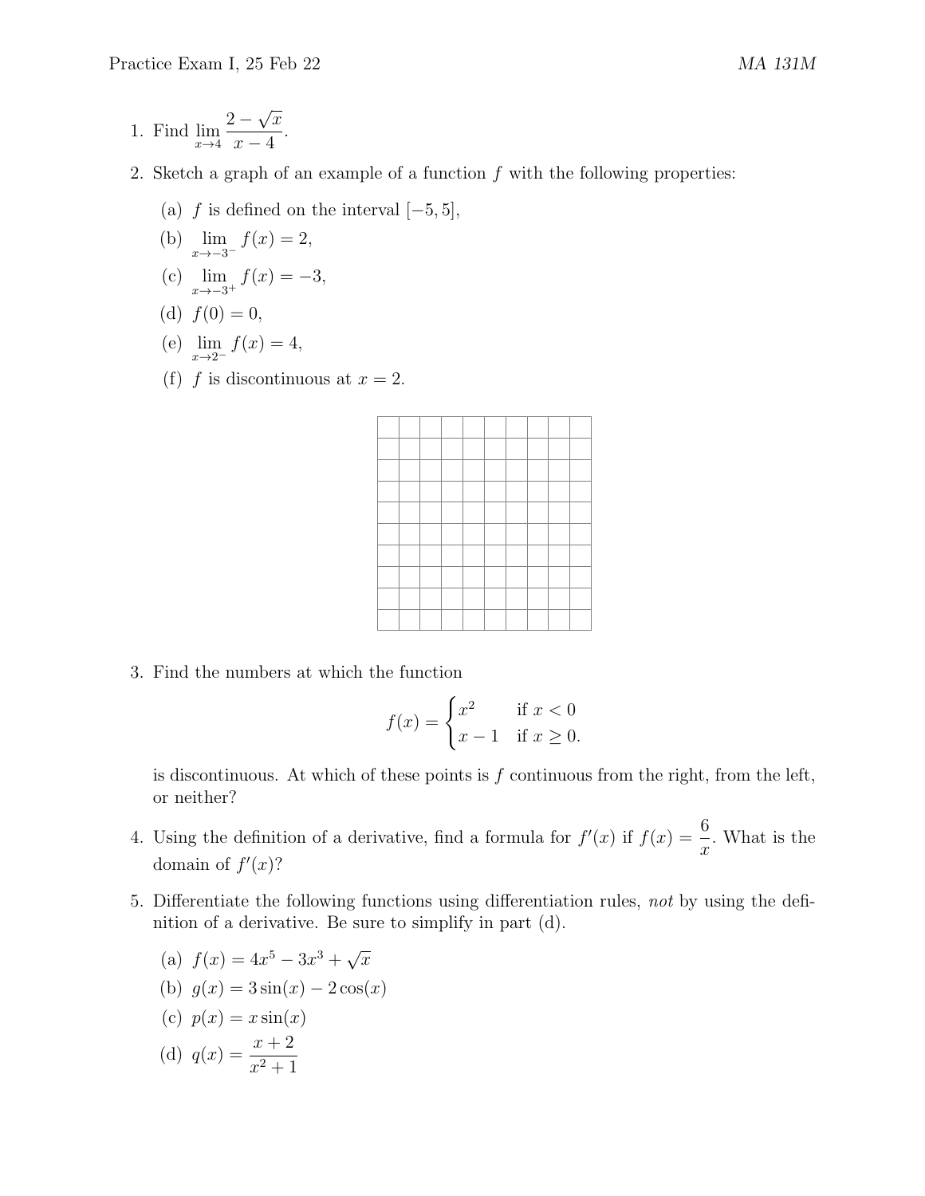1. Find $\lim_{x \to 4} \frac{2 - \sqrt{x}}{x - 4}$.

2. Sketch a graph of an example of a function $f$ with the following properties:

   (a) $f$ is defined on the interval $[-5, 5]$,

   (b) $\lim_{x \to -3^-} f(x) = 2$,

   (c) $\lim_{x \to -3^+} f(x) = -3$,

   (d) $f(0) = 0$,

   (e) $\lim_{x \to 2^-} f(x) = 4$,

   (f) $f$ is discontinuous at $x = 2$.

3. Find the numbers at which the function

$$f(x) = \begin{cases} x^2 & \text{if } x < 0 \\ x - 1 & \text{if } x \geq 0. \end{cases}$$

   is discontinuous. At which of these points is $f$ continuous from the right, from the left, or neither?

4. Using the definition of a derivative, find a formula for $f'(x)$ if $f(x) = \frac{6}{x}$. What is the domain of $f'(x)$?

5. Differentiate the following functions using differentiation rules, *not* by using the definition of a derivative. Be sure to simplify in part (d).

   (a) $f(x) = 4x^5 - 3x^3 + \sqrt{x}$

   (b) $g(x) = 3\sin(x) - 2\cos(x)$

   (c) $p(x) = x\sin(x)$

   (d) $q(x) = \frac{x + 2}{x^2 + 1}$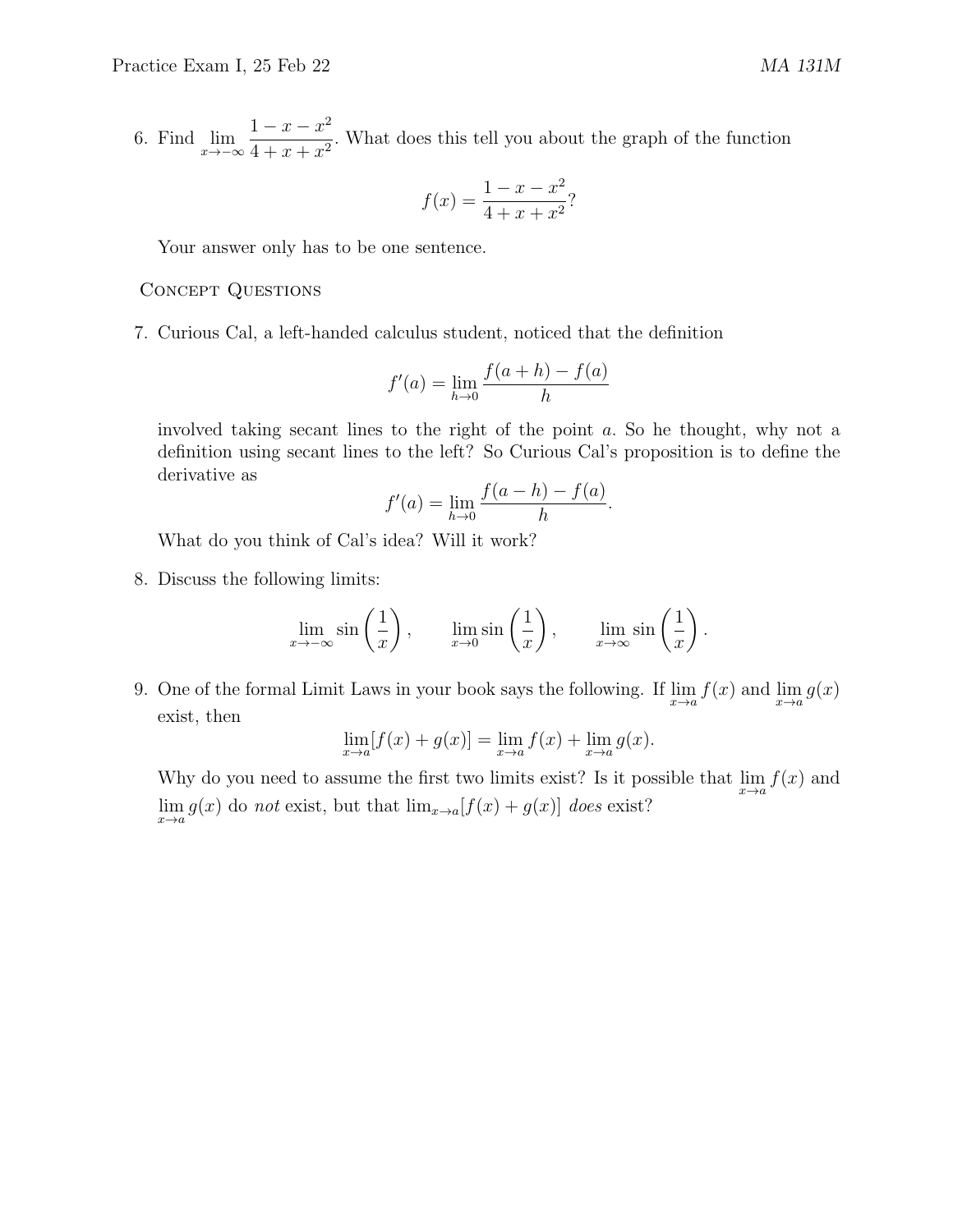6. Find $\lim_{x\to-\infty} \frac{1-x-x^2}{4+x+x^2}$. What does this tell you about the graph of the function

$$f(x) = \frac{1-x-x^2}{4+x+x^2}?$$

Your answer only has to be one sentence.

## Concept Questions

7. Curious Cal, a left-handed calculus student, noticed that the definition

$$f'(a) = \lim_{h\to 0} \frac{f(a+h) - f(a)}{h}$$

involved taking secant lines to the right of the point $a$. So he thought, why not a definition using secant lines to the left? So Curious Cal's proposition is to define the derivative as

$$f'(a) = \lim_{h\to 0} \frac{f(a-h) - f(a)}{h}.$$

What do you think of Cal's idea? Will it work?

8. Discuss the following limits:

$$\lim_{x\to-\infty} \sin\left(\frac{1}{x}\right), \qquad \lim_{x\to 0} \sin\left(\frac{1}{x}\right), \qquad \lim_{x\to\infty} \sin\left(\frac{1}{x}\right).$$

9. One of the formal Limit Laws in your book says the following. If $\lim_{x\to a} f(x)$ and $\lim_{x\to a} g(x)$ exist, then

$$\lim_{x\to a}[f(x) + g(x)] = \lim_{x\to a} f(x) + \lim_{x\to a} g(x).$$

Why do you need to assume the first two limits exist? Is it possible that $\lim_{x\to a} f(x)$ and $\lim_{x\to a} g(x)$ do *not* exist, but that $\lim_{x\to a}[f(x) + g(x)]$ *does* exist?